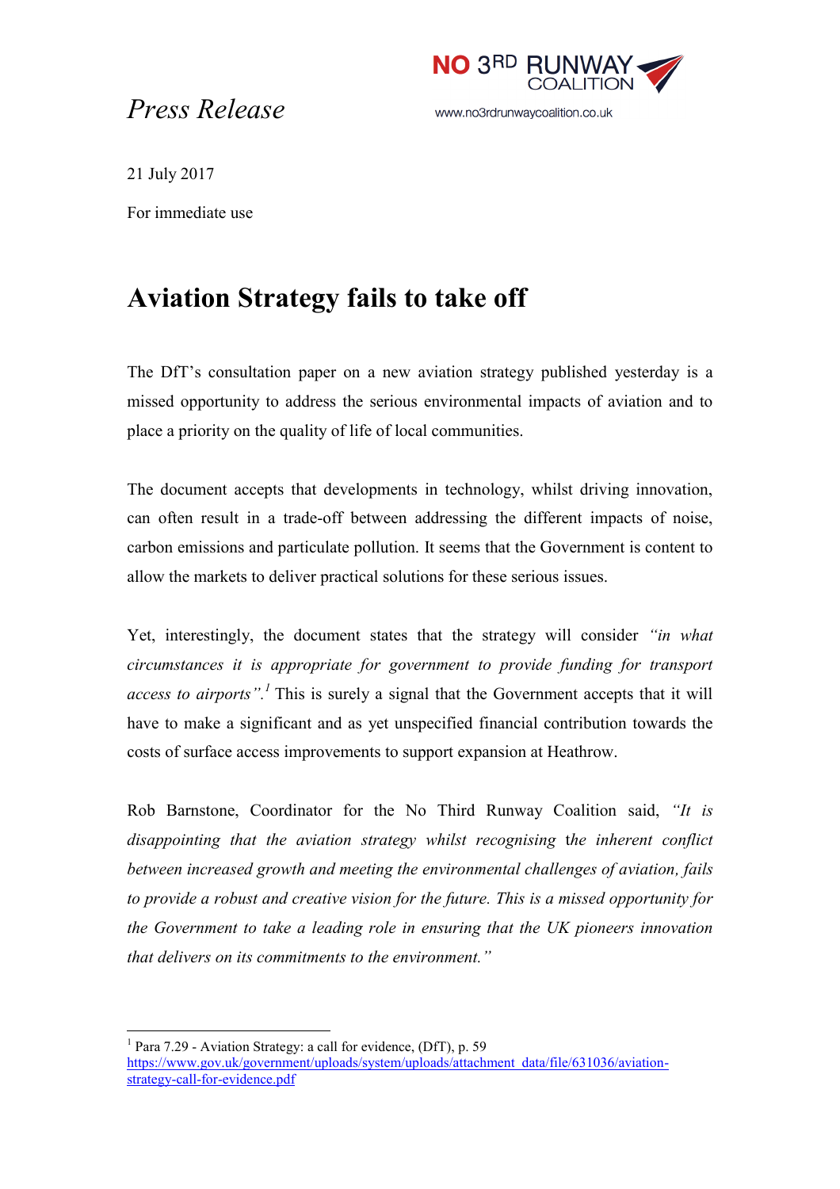NO 3RD RUNWAY COALITION

www.no3rdrunwaycoalition.co.uk

*Press Release*

21 July 2017

For immediate use

# Aviation Strategy fails to take off

The DfT's consultation paper on a new aviation strategy published yesterday is a missed opportunity to address the serious environmental impacts of aviation and to place a priority on the quality of life of local communities.

The document accepts that developments in technology, whilst driving innovation, can often result in a trade-off between addressing the different impacts of noise, carbon emissions and particulate pollution. It seems that the Government is content to allow the markets to deliver practical solutions for these serious issues.

Yet, interestingly, the document states that the strategy will consider *"in what circumstances it is appropriate for government to provide funding for transport access to airports"*.[1] This is surely a signal that the Government accepts that it will have to make a significant and as yet unspecified financial contribution towards the costs of surface access improvements to support expansion at Heathrow.

Rob Barnstone, Coordinator for the No Third Runway Coalition said, *"It is disappointing that the aviation strategy whilst recognising the inherent conflict between increased growth and meeting the environmental challenges of aviation, fails to provide a robust and creative vision for the future. This is a missed opportunity for the Government to take a leading role in ensuring that the UK pioneers innovation that delivers on its commitments to the environment."*

---

[1] Para 7.29 - Aviation Strategy: a call for evidence, (DfT), p. 59 https://www.gov.uk/government/uploads/system/uploads/attachment_data/file/631036/aviation-strategy-call-for-evidence.pdf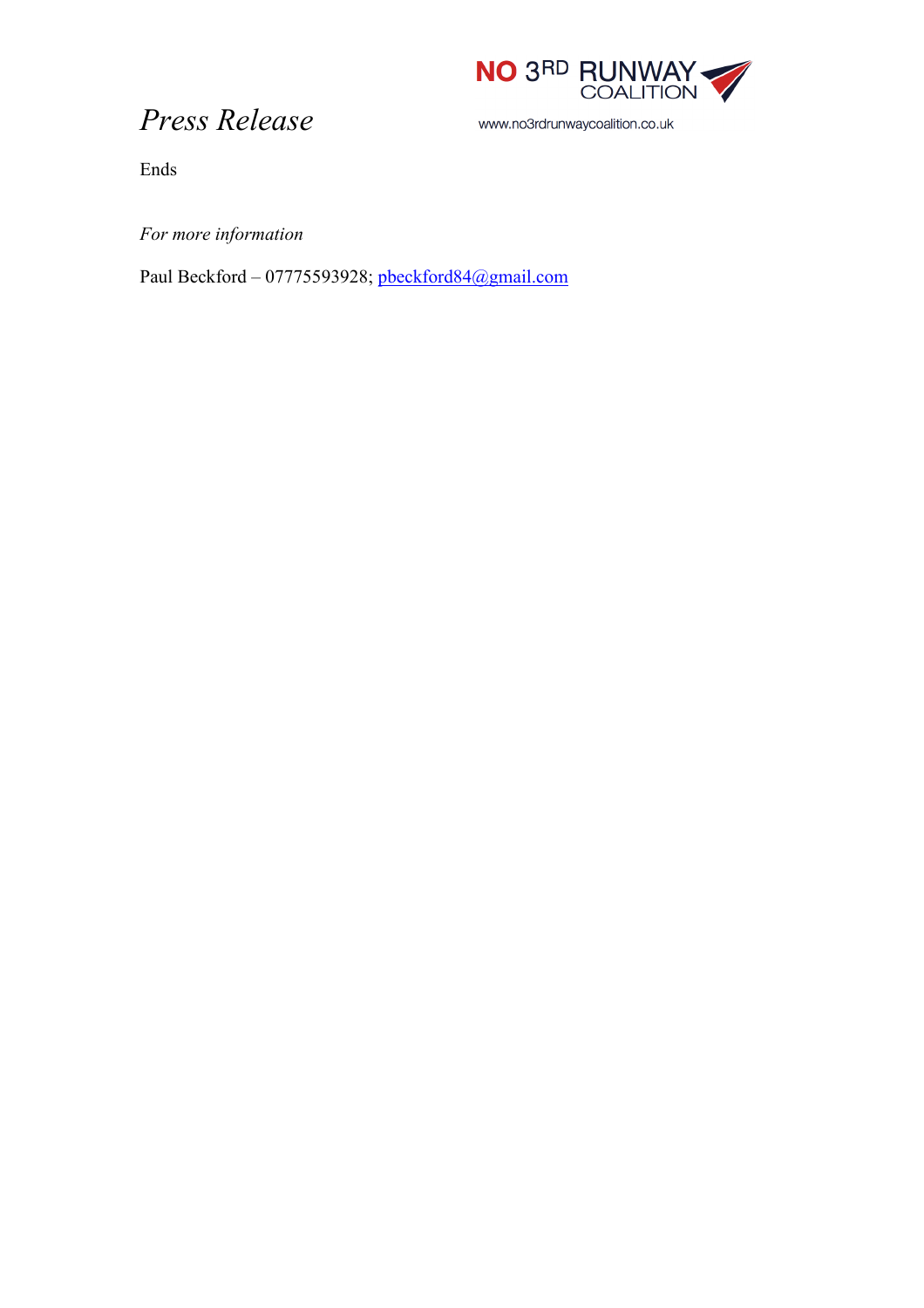*Press Release*

NO 3RD RUNWAY COALITION

www.no3rdrunwaycoalition.co.uk

Ends

*For more information*

Paul Beckford – 07775593928; pbeckford84@gmail.com